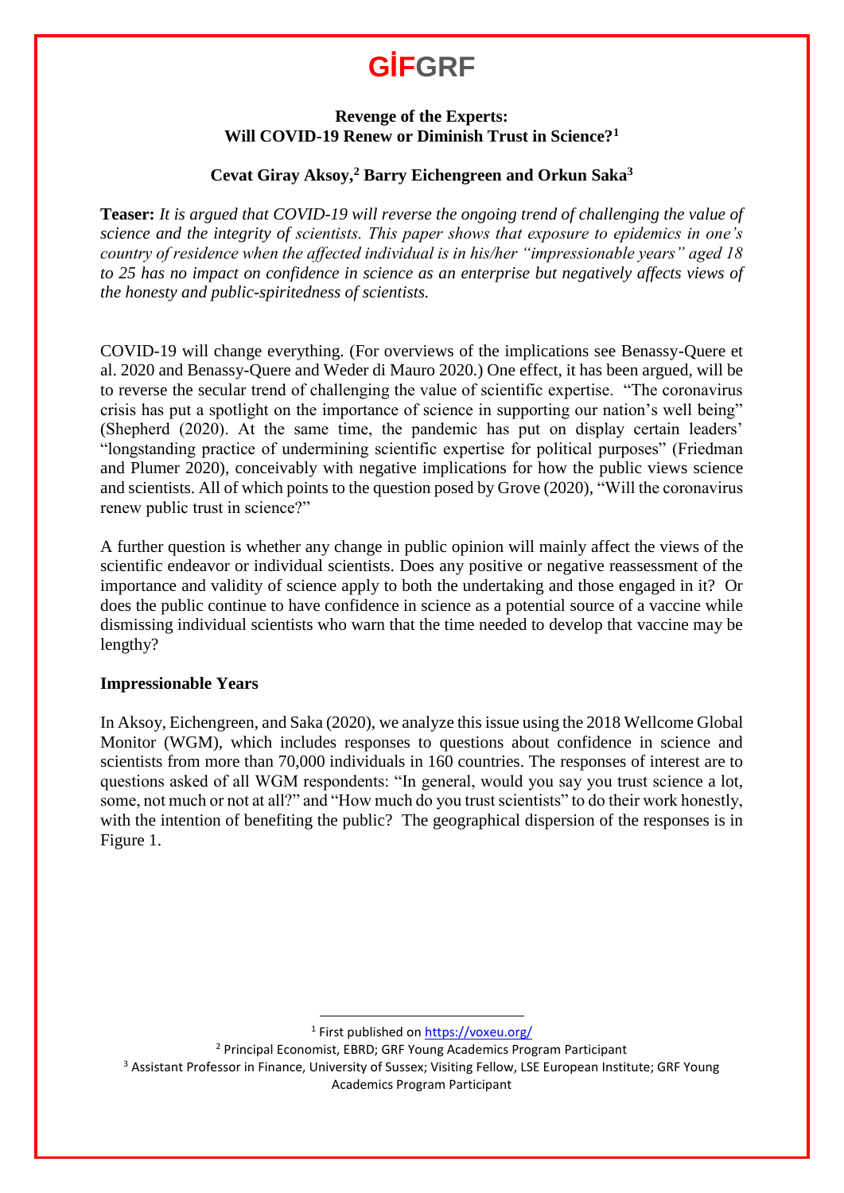# GİFGRF

## Revenge of the Experts:
## Will COVID-19 Renew or Diminish Trust in Science?[1]

### Cevat Giray Aksoy,[2] Barry Eichengreen and Orkun Saka[3]

**Teaser:** *It is argued that COVID-19 will reverse the ongoing trend of challenging the value of science and the integrity of scientists. This paper shows that exposure to epidemics in one's country of residence when the affected individual is in his/her "impressionable years" aged 18 to 25 has no impact on confidence in science as an enterprise but negatively affects views of the honesty and public-spiritedness of scientists.*

COVID-19 will change everything. (For overviews of the implications see Benassy-Quere et al. 2020 and Benassy-Quere and Weder di Mauro 2020.) One effect, it has been argued, will be to reverse the secular trend of challenging the value of scientific expertise. "The coronavirus crisis has put a spotlight on the importance of science in supporting our nation's well being" (Shepherd (2020). At the same time, the pandemic has put on display certain leaders' "longstanding practice of undermining scientific expertise for political purposes" (Friedman and Plumer 2020), conceivably with negative implications for how the public views science and scientists. All of which points to the question posed by Grove (2020), "Will the coronavirus renew public trust in science?"

A further question is whether any change in public opinion will mainly affect the views of the scientific endeavor or individual scientists. Does any positive or negative reassessment of the importance and validity of science apply to both the undertaking and those engaged in it? Or does the public continue to have confidence in science as a potential source of a vaccine while dismissing individual scientists who warn that the time needed to develop that vaccine may be lengthy?

**Impressionable Years**

In Aksoy, Eichengreen, and Saka (2020), we analyze this issue using the 2018 Wellcome Global Monitor (WGM), which includes responses to questions about confidence in science and scientists from more than 70,000 individuals in 160 countries. The responses of interest are to questions asked of all WGM respondents: "In general, would you say you trust science a lot, some, not much or not at all?" and "How much do you trust scientists" to do their work honestly, with the intention of benefiting the public? The geographical dispersion of the responses is in Figure 1.

---

[1] First published on https://voxeu.org/

[2] Principal Economist, EBRD; GRF Young Academics Program Participant

[3] Assistant Professor in Finance, University of Sussex; Visiting Fellow, LSE European Institute; GRF Young Academics Program Participant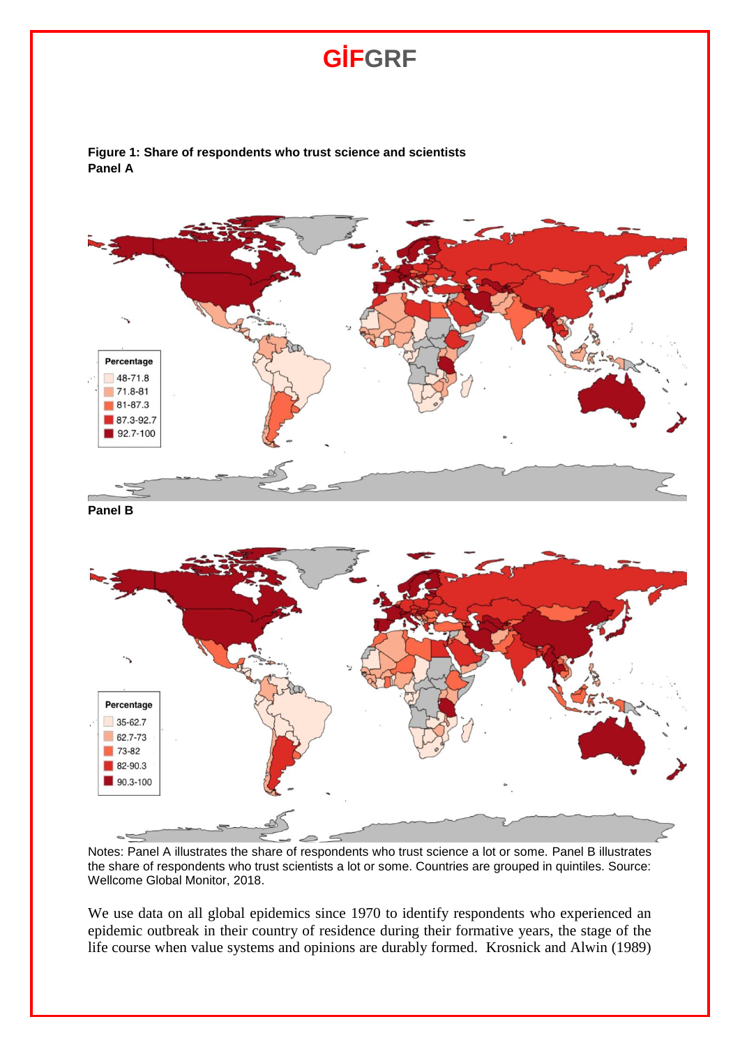**Figure 1: Share of respondents who trust science and scientists**
**Panel A**

**Panel B**

Notes: Panel A illustrates the share of respondents who trust science a lot or some. Panel B illustrates the share of respondents who trust scientists a lot or some. Countries are grouped in quintiles. Source: Wellcome Global Monitor, 2018.

We use data on all global epidemics since 1970 to identify respondents who experienced an epidemic outbreak in their country of residence during their formative years, the stage of the life course when value systems and opinions are durably formed. Krosnick and Alwin (1989)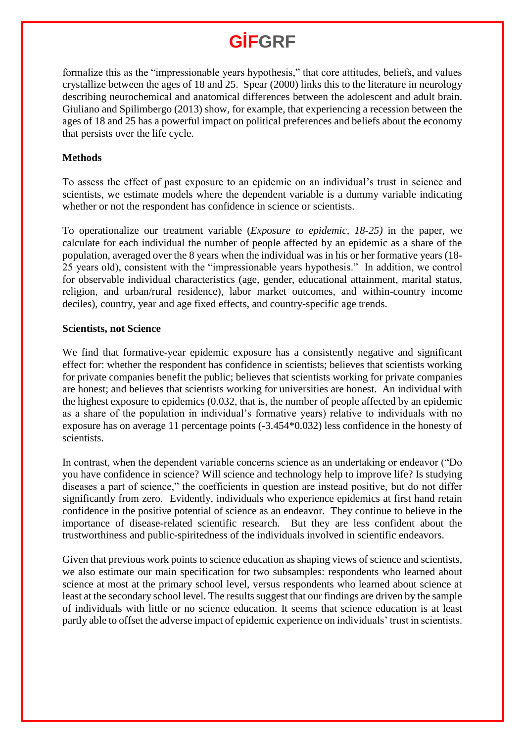formalize this as the “impressionable years hypothesis,” that core attitudes, beliefs, and values crystallize between the ages of 18 and 25. Spear (2000) links this to the literature in neurology describing neurochemical and anatomical differences between the adolescent and adult brain. Giuliano and Spilimbergo (2013) show, for example, that experiencing a recession between the ages of 18 and 25 has a powerful impact on political preferences and beliefs about the economy that persists over the life cycle.

**Methods**

To assess the effect of past exposure to an epidemic on an individual’s trust in science and scientists, we estimate models where the dependent variable is a dummy variable indicating whether or not the respondent has confidence in science or scientists.

To operationalize our treatment variable (*Exposure to epidemic, 18-25)* in the paper, we calculate for each individual the number of people affected by an epidemic as a share of the population, averaged over the 8 years when the individual was in his or her formative years (18-25 years old), consistent with the “impressionable years hypothesis.” In addition, we control for observable individual characteristics (age, gender, educational attainment, marital status, religion, and urban/rural residence), labor market outcomes, and within-country income deciles), country, year and age fixed effects, and country-specific age trends.

**Scientists, not Science**

We find that formative-year epidemic exposure has a consistently negative and significant effect for: whether the respondent has confidence in scientists; believes that scientists working for private companies benefit the public; believes that scientists working for private companies are honest; and believes that scientists working for universities are honest. An individual with the highest exposure to epidemics (0.032, that is, the number of people affected by an epidemic as a share of the population in individual’s formative years) relative to individuals with no exposure has on average 11 percentage points (-3.454*0.032) less confidence in the honesty of scientists.

In contrast, when the dependent variable concerns science as an undertaking or endeavor (“Do you have confidence in science? Will science and technology help to improve life? Is studying diseases a part of science,” the coefficients in question are instead positive, but do not differ significantly from zero. Evidently, individuals who experience epidemics at first hand retain confidence in the positive potential of science as an endeavor. They continue to believe in the importance of disease-related scientific research. But they are less confident about the trustworthiness and public-spiritedness of the individuals involved in scientific endeavors.

Given that previous work points to science education as shaping views of science and scientists, we also estimate our main specification for two subsamples: respondents who learned about science at most at the primary school level, versus respondents who learned about science at least at the secondary school level. The results suggest that our findings are driven by the sample of individuals with little or no science education. It seems that science education is at least partly able to offset the adverse impact of epidemic experience on individuals’ trust in scientists.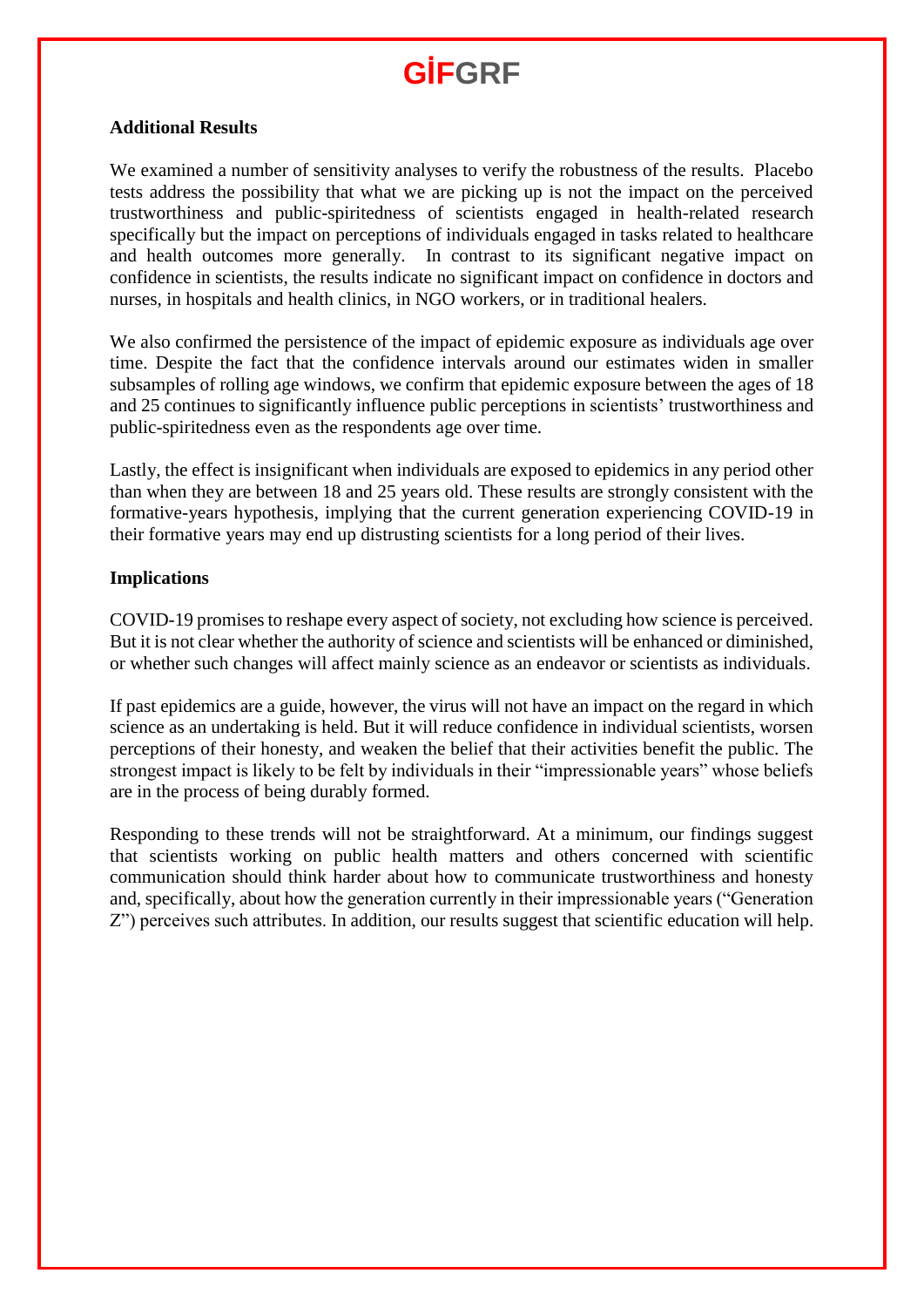### Additional Results

We examined a number of sensitivity analyses to verify the robustness of the results. Placebo tests address the possibility that what we are picking up is not the impact on the perceived trustworthiness and public-spiritedness of scientists engaged in health-related research specifically but the impact on perceptions of individuals engaged in tasks related to healthcare and health outcomes more generally. In contrast to its significant negative impact on confidence in scientists, the results indicate no significant impact on confidence in doctors and nurses, in hospitals and health clinics, in NGO workers, or in traditional healers.

We also confirmed the persistence of the impact of epidemic exposure as individuals age over time. Despite the fact that the confidence intervals around our estimates widen in smaller subsamples of rolling age windows, we confirm that epidemic exposure between the ages of 18 and 25 continues to significantly influence public perceptions in scientists' trustworthiness and public-spiritedness even as the respondents age over time.

Lastly, the effect is insignificant when individuals are exposed to epidemics in any period other than when they are between 18 and 25 years old. These results are strongly consistent with the formative-years hypothesis, implying that the current generation experiencing COVID-19 in their formative years may end up distrusting scientists for a long period of their lives.

### Implications

COVID-19 promises to reshape every aspect of society, not excluding how science is perceived. But it is not clear whether the authority of science and scientists will be enhanced or diminished, or whether such changes will affect mainly science as an endeavor or scientists as individuals.

If past epidemics are a guide, however, the virus will not have an impact on the regard in which science as an undertaking is held. But it will reduce confidence in individual scientists, worsen perceptions of their honesty, and weaken the belief that their activities benefit the public. The strongest impact is likely to be felt by individuals in their "impressionable years" whose beliefs are in the process of being durably formed.

Responding to these trends will not be straightforward. At a minimum, our findings suggest that scientists working on public health matters and others concerned with scientific communication should think harder about how to communicate trustworthiness and honesty and, specifically, about how the generation currently in their impressionable years ("Generation Z") perceives such attributes. In addition, our results suggest that scientific education will help.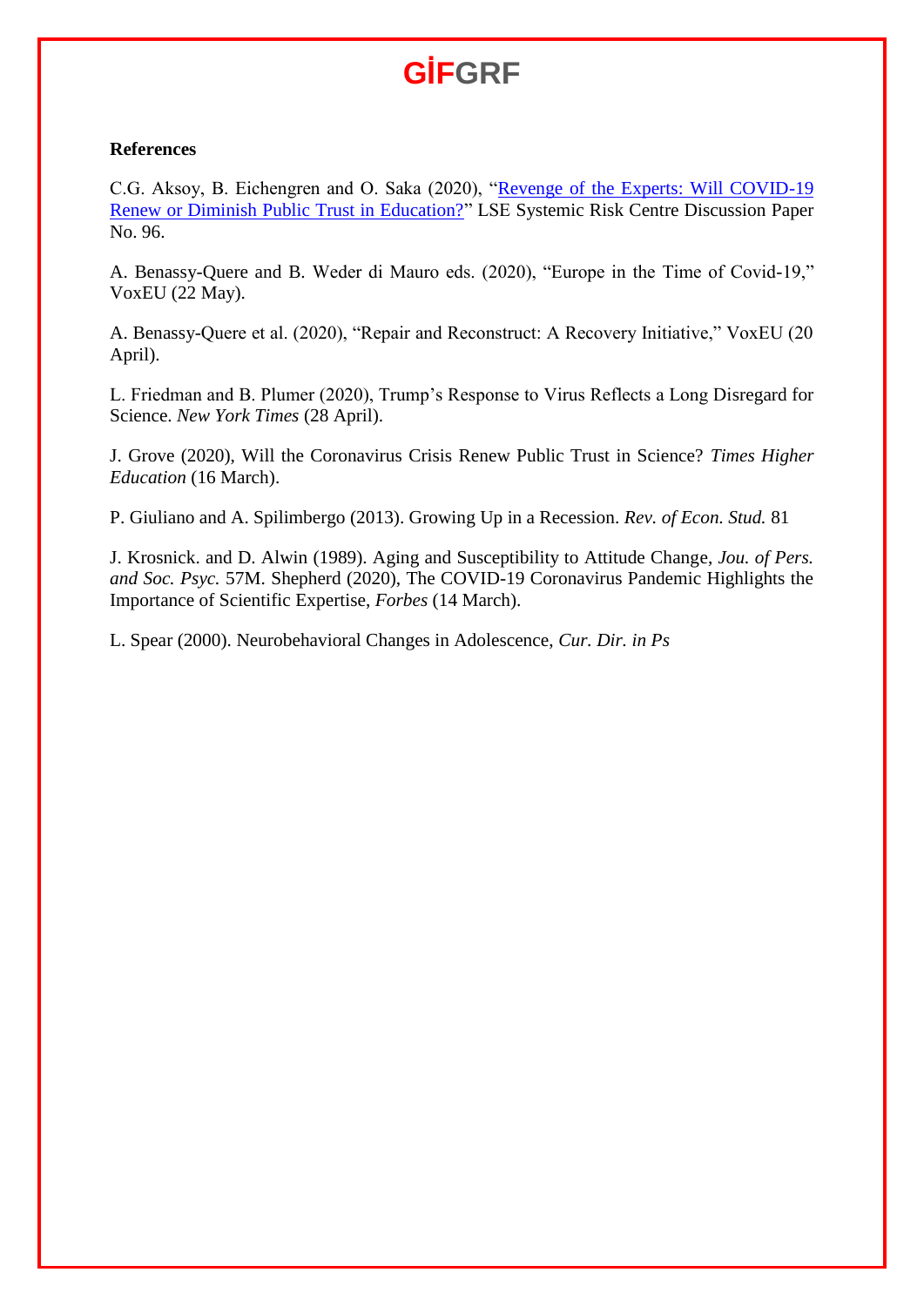**References**

C.G. Aksoy, B. Eichengren and O. Saka (2020), "Revenge of the Experts: Will COVID-19 Renew or Diminish Public Trust in Education?" LSE Systemic Risk Centre Discussion Paper No. 96.

A. Benassy-Quere and B. Weder di Mauro eds. (2020), "Europe in the Time of Covid-19," VoxEU (22 May).

A. Benassy-Quere et al. (2020), "Repair and Reconstruct: A Recovery Initiative," VoxEU (20 April).

L. Friedman and B. Plumer (2020), Trump's Response to Virus Reflects a Long Disregard for Science. *New York Times* (28 April).

J. Grove (2020), Will the Coronavirus Crisis Renew Public Trust in Science? *Times Higher Education* (16 March).

P. Giuliano and A. Spilimbergo (2013). Growing Up in a Recession. *Rev. of Econ. Stud.* 81

J. Krosnick. and D. Alwin (1989). Aging and Susceptibility to Attitude Change, *Jou. of Pers. and Soc. Psyc.* 57M. Shepherd (2020), The COVID-19 Coronavirus Pandemic Highlights the Importance of Scientific Expertise, *Forbes* (14 March).

L. Spear (2000). Neurobehavioral Changes in Adolescence, *Cur. Dir. in Ps*